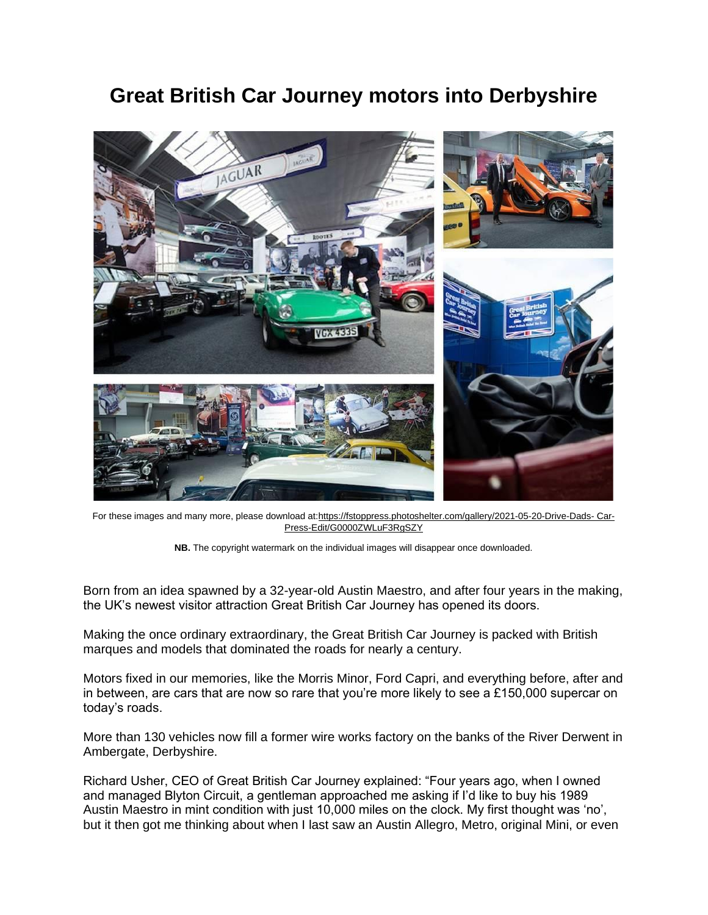# Great British Car Journey motors into Derbyshire

For these images and many more, please download at:https://fstoppress.photoshelter.com/gallery/2021-05-20-Drive-Dads- Car-Press-Edit/G0000ZWLuF3RgSZY

**NB.** The copyright watermark on the individual images will disappear once downloaded.

Born from an idea spawned by a 32-year-old Austin Maestro, and after four years in the making, the UK's newest visitor attraction Great British Car Journey has opened its doors.

Making the once ordinary extraordinary, the Great British Car Journey is packed with British marques and models that dominated the roads for nearly a century.

Motors fixed in our memories, like the Morris Minor, Ford Capri, and everything before, after and in between, are cars that are now so rare that you're more likely to see a £150,000 supercar on today's roads.

More than 130 vehicles now fill a former wire works factory on the banks of the River Derwent in Ambergate, Derbyshire.

Richard Usher, CEO of Great British Car Journey explained: "Four years ago, when I owned and managed Blyton Circuit, a gentleman approached me asking if I'd like to buy his 1989 Austin Maestro in mint condition with just 10,000 miles on the clock. My first thought was 'no', but it then got me thinking about when I last saw an Austin Allegro, Metro, original Mini, or even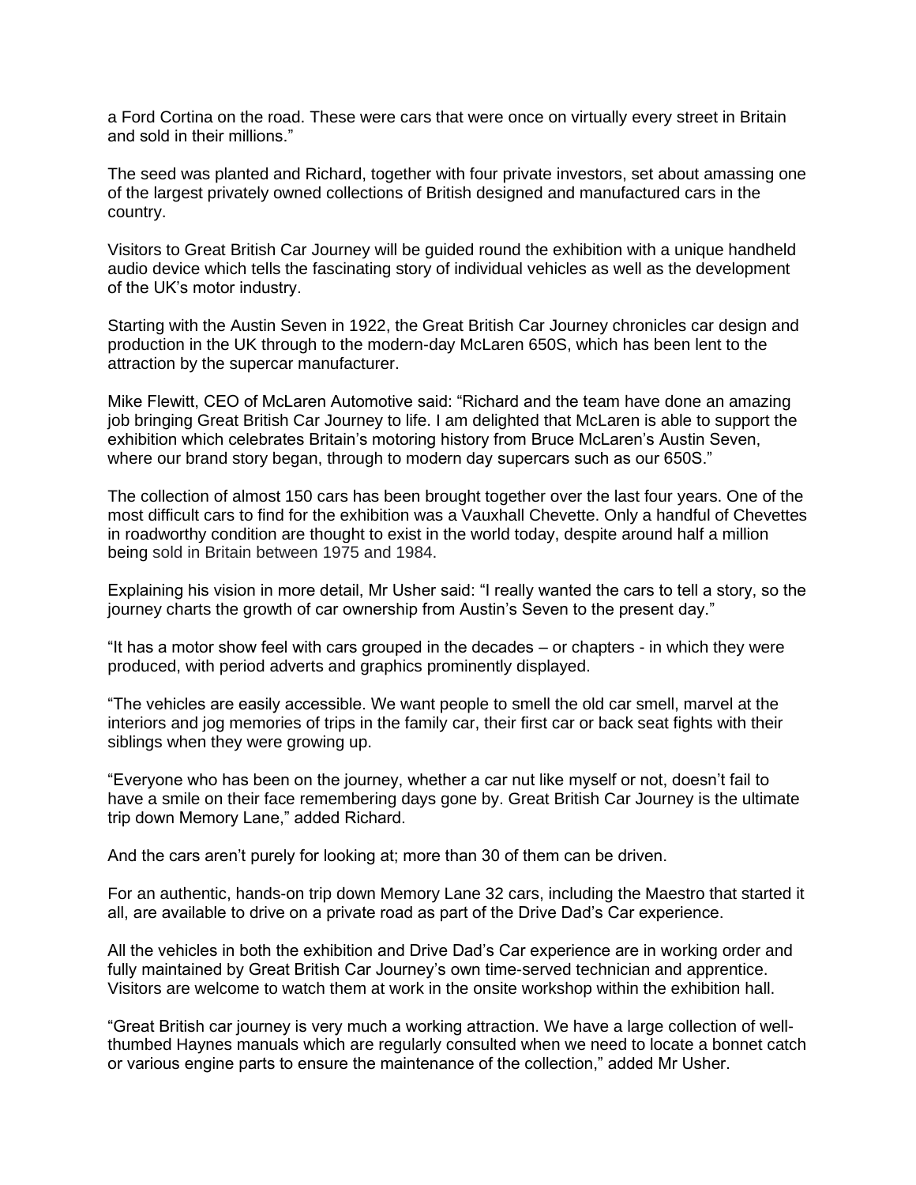a Ford Cortina on the road. These were cars that were once on virtually every street in Britain and sold in their millions."

The seed was planted and Richard, together with four private investors, set about amassing one of the largest privately owned collections of British designed and manufactured cars in the country.

Visitors to Great British Car Journey will be guided round the exhibition with a unique handheld audio device which tells the fascinating story of individual vehicles as well as the development of the UK's motor industry.

Starting with the Austin Seven in 1922, the Great British Car Journey chronicles car design and production in the UK through to the modern-day McLaren 650S, which has been lent to the attraction by the supercar manufacturer.

Mike Flewitt, CEO of McLaren Automotive said: "Richard and the team have done an amazing job bringing Great British Car Journey to life. I am delighted that McLaren is able to support the exhibition which celebrates Britain's motoring history from Bruce McLaren's Austin Seven, where our brand story began, through to modern day supercars such as our 650S."

The collection of almost 150 cars has been brought together over the last four years. One of the most difficult cars to find for the exhibition was a Vauxhall Chevette. Only a handful of Chevettes in roadworthy condition are thought to exist in the world today, despite around half a million being sold in Britain between 1975 and 1984.

Explaining his vision in more detail, Mr Usher said: "I really wanted the cars to tell a story, so the journey charts the growth of car ownership from Austin's Seven to the present day."

"It has a motor show feel with cars grouped in the decades – or chapters - in which they were produced, with period adverts and graphics prominently displayed.

"The vehicles are easily accessible. We want people to smell the old car smell, marvel at the interiors and jog memories of trips in the family car, their first car or back seat fights with their siblings when they were growing up.

"Everyone who has been on the journey, whether a car nut like myself or not, doesn't fail to have a smile on their face remembering days gone by. Great British Car Journey is the ultimate trip down Memory Lane," added Richard.

And the cars aren't purely for looking at; more than 30 of them can be driven.

For an authentic, hands-on trip down Memory Lane 32 cars, including the Maestro that started it all, are available to drive on a private road as part of the Drive Dad's Car experience.

All the vehicles in both the exhibition and Drive Dad's Car experience are in working order and fully maintained by Great British Car Journey's own time-served technician and apprentice. Visitors are welcome to watch them at work in the onsite workshop within the exhibition hall.

"Great British car journey is very much a working attraction. We have a large collection of well-thumbed Haynes manuals which are regularly consulted when we need to locate a bonnet catch or various engine parts to ensure the maintenance of the collection," added Mr Usher.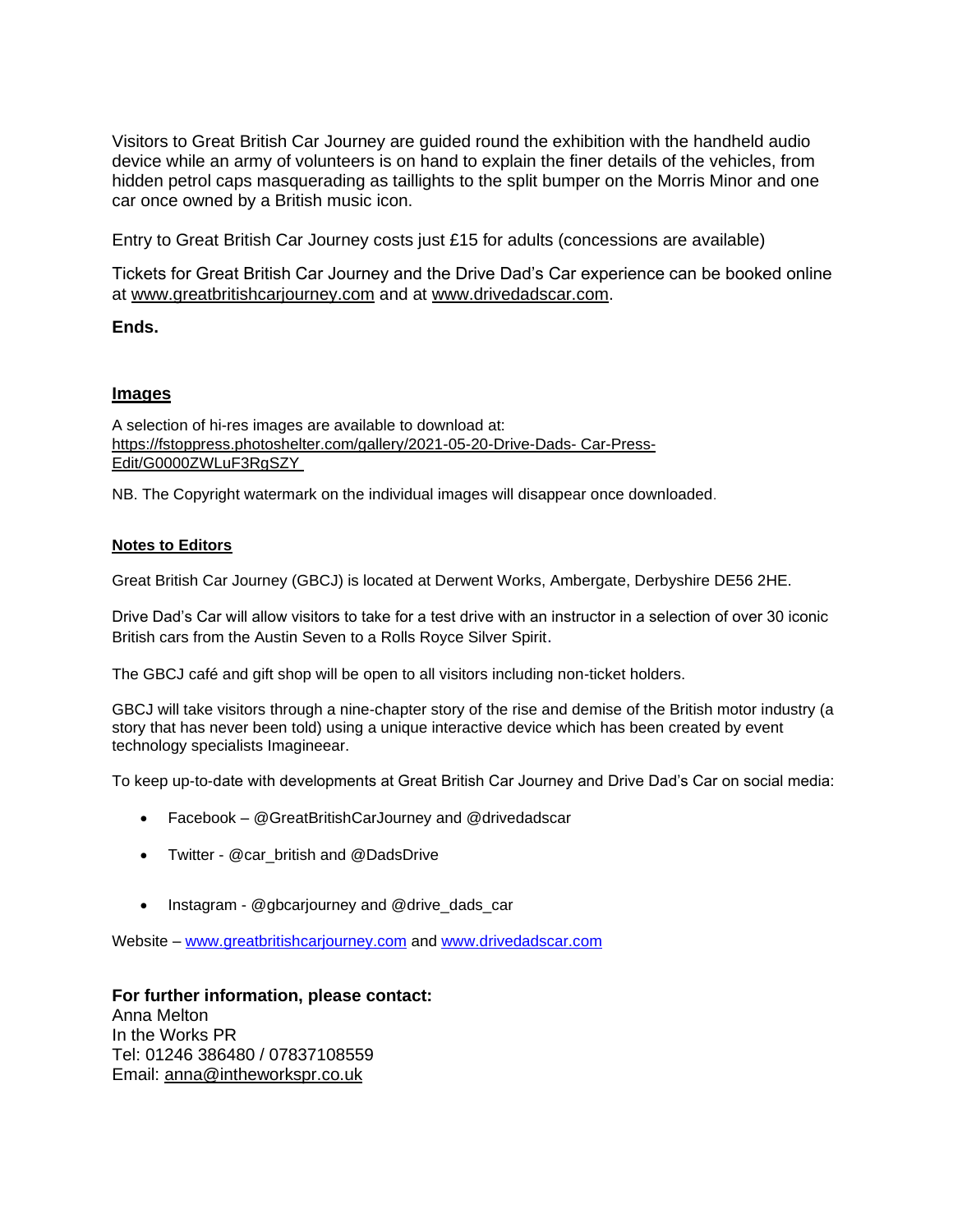Visitors to Great British Car Journey are guided round the exhibition with the handheld audio device while an army of volunteers is on hand to explain the finer details of the vehicles, from hidden petrol caps masquerading as taillights to the split bumper on the Morris Minor and one car once owned by a British music icon.

Entry to Great British Car Journey costs just £15 for adults (concessions are available)

Tickets for Great British Car Journey and the Drive Dad's Car experience can be booked online at www.greatbritishcarjourney.com and at www.drivedadscar.com.

**Ends.**

## Images

A selection of hi-res images are available to download at: https://fstoppress.photoshelter.com/gallery/2021-05-20-Drive-Dads- Car-Press-Edit/G0000ZWLuF3RgSZY

NB. The Copyright watermark on the individual images will disappear once downloaded.

## Notes to Editors

Great British Car Journey (GBCJ) is located at Derwent Works, Ambergate, Derbyshire DE56 2HE.

Drive Dad's Car will allow visitors to take for a test drive with an instructor in a selection of over 30 iconic British cars from the Austin Seven to a Rolls Royce Silver Spirit.

The GBCJ café and gift shop will be open to all visitors including non-ticket holders.

GBCJ will take visitors through a nine-chapter story of the rise and demise of the British motor industry (a story that has never been told) using a unique interactive device which has been created by event technology specialists Imagineear.

To keep up-to-date with developments at Great British Car Journey and Drive Dad's Car on social media:

- Facebook – @GreatBritishCarJourney and @drivedadscar
- Twitter - @car_british and @DadsDrive
- Instagram - @gbcarjourney and @drive_dads_car

Website – www.greatbritishcarjourney.com and www.drivedadscar.com

**For further information, please contact:**
Anna Melton
In the Works PR
Tel: 01246 386480 / 07837108559
Email: anna@intheworkspr.co.uk